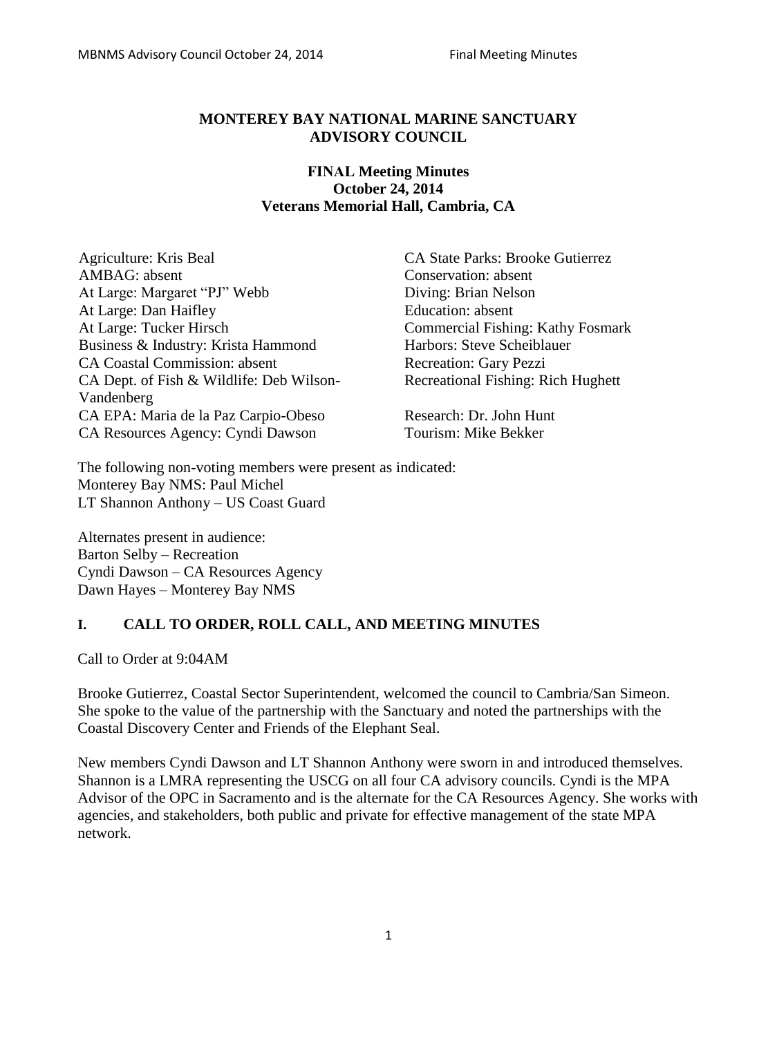# MONTEREY BAY NATIONAL MARINE SANCTUARY ADVISORY COUNCIL

## FINAL Meeting Minutes
**October 24, 2014**
**Veterans Memorial Hall, Cambria, CA**

Agriculture: Kris Beal
AMBAG: absent
At Large: Margaret "PJ" Webb
At Large: Dan Haifley
At Large: Tucker Hirsch
Business & Industry: Krista Hammond
CA Coastal Commission: absent
CA Dept. of Fish & Wildlife: Deb Wilson-Vandenberg
CA EPA: Maria de la Paz Carpio-Obeso
CA Resources Agency: Cyndi Dawson

CA State Parks: Brooke Gutierrez
Conservation: absent
Diving: Brian Nelson
Education: absent
Commercial Fishing: Kathy Fosmark
Harbors: Steve Scheiblauer
Recreation: Gary Pezzi
Recreational Fishing: Rich Hughett
Research: Dr. John Hunt
Tourism: Mike Bekker

The following non-voting members were present as indicated:
Monterey Bay NMS: Paul Michel
LT Shannon Anthony – US Coast Guard

Alternates present in audience:
Barton Selby – Recreation
Cyndi Dawson – CA Resources Agency
Dawn Hayes – Monterey Bay NMS

## I. CALL TO ORDER, ROLL CALL, AND MEETING MINUTES

Call to Order at 9:04AM

Brooke Gutierrez, Coastal Sector Superintendent, welcomed the council to Cambria/San Simeon. She spoke to the value of the partnership with the Sanctuary and noted the partnerships with the Coastal Discovery Center and Friends of the Elephant Seal.

New members Cyndi Dawson and LT Shannon Anthony were sworn in and introduced themselves. Shannon is a LMRA representing the USCG on all four CA advisory councils. Cyndi is the MPA Advisor of the OPC in Sacramento and is the alternate for the CA Resources Agency. She works with agencies, and stakeholders, both public and private for effective management of the state MPA network.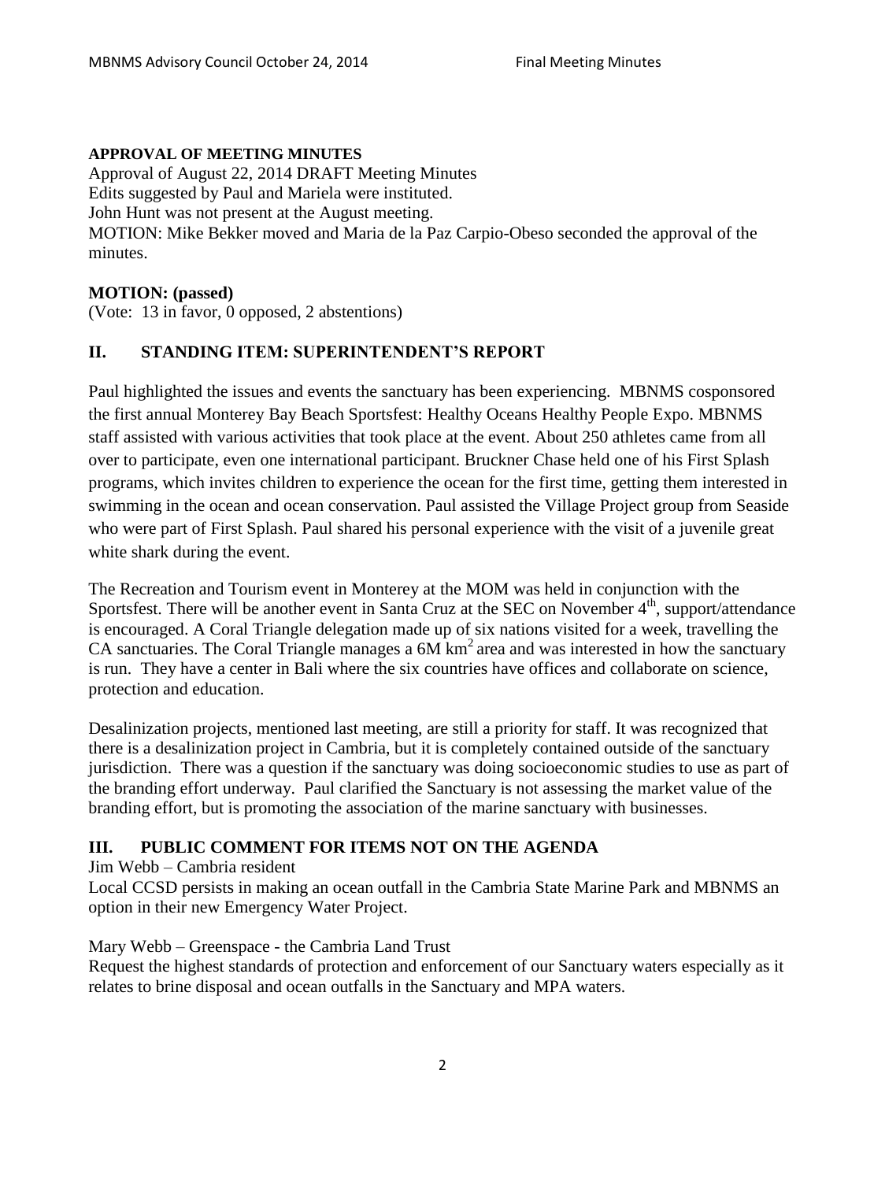**APPROVAL OF MEETING MINUTES**

Approval of August 22, 2014 DRAFT Meeting Minutes
Edits suggested by Paul and Mariela were instituted.
John Hunt was not present at the August meeting.
MOTION: Mike Bekker moved and Maria de la Paz Carpio-Obeso seconded the approval of the minutes.

**MOTION: (passed)**
(Vote: 13 in favor, 0 opposed, 2 abstentions)

## II. STANDING ITEM: SUPERINTENDENT'S REPORT

Paul highlighted the issues and events the sanctuary has been experiencing. MBNMS cosponsored the first annual Monterey Bay Beach Sportsfest: Healthy Oceans Healthy People Expo. MBNMS staff assisted with various activities that took place at the event. About 250 athletes came from all over to participate, even one international participant. Bruckner Chase held one of his First Splash programs, which invites children to experience the ocean for the first time, getting them interested in swimming in the ocean and ocean conservation. Paul assisted the Village Project group from Seaside who were part of First Splash. Paul shared his personal experience with the visit of a juvenile great white shark during the event.

The Recreation and Tourism event in Monterey at the MOM was held in conjunction with the Sportsfest. There will be another event in Santa Cruz at the SEC on November 4th, support/attendance is encouraged. A Coral Triangle delegation made up of six nations visited for a week, travelling the CA sanctuaries. The Coral Triangle manages a 6M $km^2$ area and was interested in how the sanctuary is run. They have a center in Bali where the six countries have offices and collaborate on science, protection and education.

Desalinization projects, mentioned last meeting, are still a priority for staff. It was recognized that there is a desalinization project in Cambria, but it is completely contained outside of the sanctuary jurisdiction. There was a question if the sanctuary was doing socioeconomic studies to use as part of the branding effort underway. Paul clarified the Sanctuary is not assessing the market value of the branding effort, but is promoting the association of the marine sanctuary with businesses.

## III. PUBLIC COMMENT FOR ITEMS NOT ON THE AGENDA

Jim Webb – Cambria resident
Local CCSD persists in making an ocean outfall in the Cambria State Marine Park and MBNMS an option in their new Emergency Water Project.

Mary Webb – Greenspace - the Cambria Land Trust
Request the highest standards of protection and enforcement of our Sanctuary waters especially as it relates to brine disposal and ocean outfalls in the Sanctuary and MPA waters.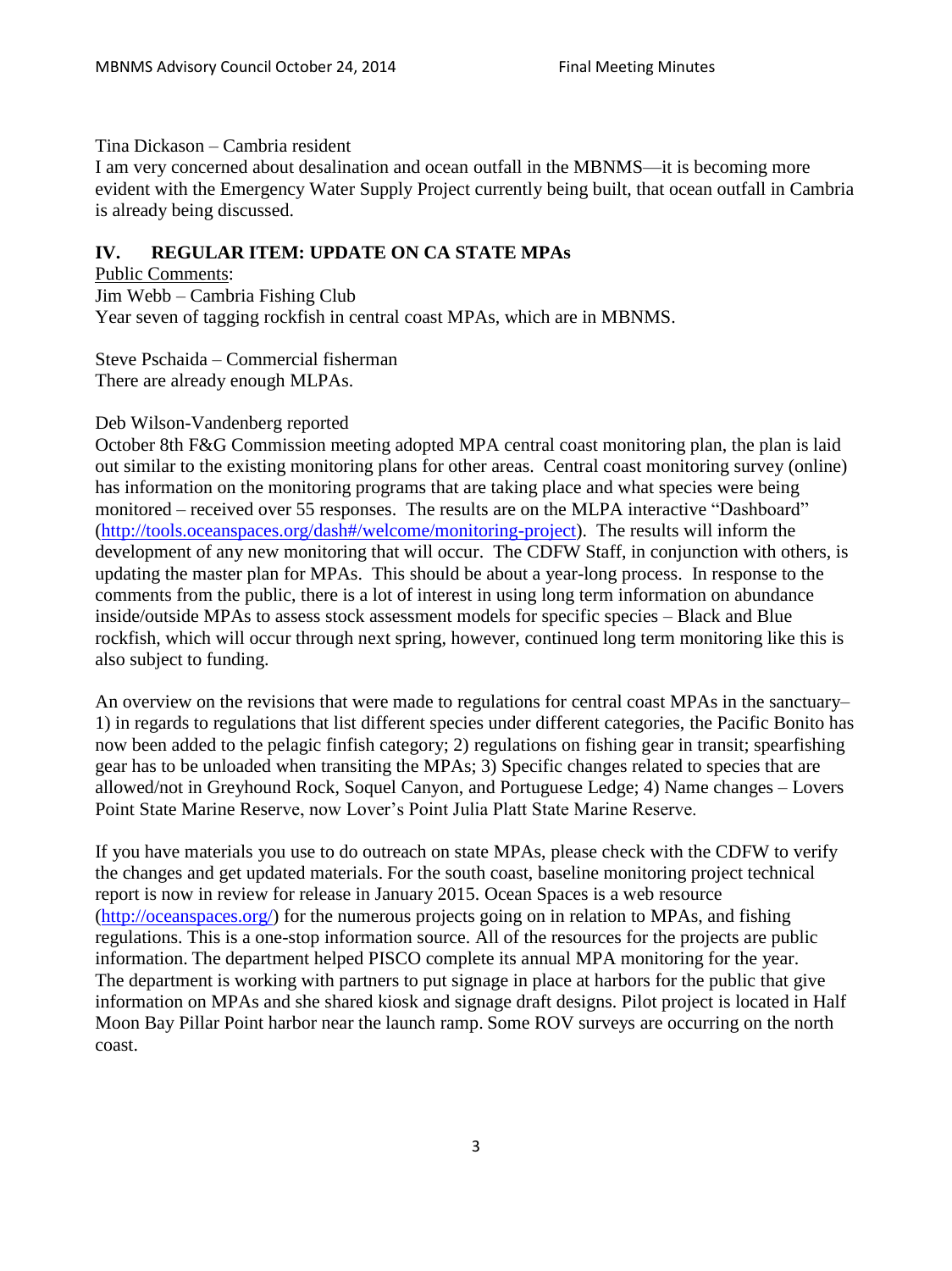Tina Dickason – Cambria resident
I am very concerned about desalination and ocean outfall in the MBNMS—it is becoming more evident with the Emergency Water Supply Project currently being built, that ocean outfall in Cambria is already being discussed.

## IV. REGULAR ITEM: UPDATE ON CA STATE MPAs

Public Comments:
Jim Webb – Cambria Fishing Club
Year seven of tagging rockfish in central coast MPAs, which are in MBNMS.

Steve Pschaida – Commercial fisherman
There are already enough MLPAs.

Deb Wilson-Vandenberg reported
October 8th F&G Commission meeting adopted MPA central coast monitoring plan, the plan is laid out similar to the existing monitoring plans for other areas. Central coast monitoring survey (online) has information on the monitoring programs that are taking place and what species were being monitored – received over 55 responses. The results are on the MLPA interactive "Dashboard" ([http://tools.oceanspaces.org/dash#/welcome/monitoring-project](http://tools.oceanspaces.org/dash#/welcome/monitoring-project)). The results will inform the development of any new monitoring that will occur. The CDFW Staff, in conjunction with others, is updating the master plan for MPAs. This should be about a year-long process. In response to the comments from the public, there is a lot of interest in using long term information on abundance inside/outside MPAs to assess stock assessment models for specific species – Black and Blue rockfish, which will occur through next spring, however, continued long term monitoring like this is also subject to funding.

An overview on the revisions that were made to regulations for central coast MPAs in the sanctuary– 1) in regards to regulations that list different species under different categories, the Pacific Bonito has now been added to the pelagic finfish category; 2) regulations on fishing gear in transit; spearfishing gear has to be unloaded when transiting the MPAs; 3) Specific changes related to species that are allowed/not in Greyhound Rock, Soquel Canyon, and Portuguese Ledge; 4) Name changes – Lovers Point State Marine Reserve, now Lover's Point Julia Platt State Marine Reserve.

If you have materials you use to do outreach on state MPAs, please check with the CDFW to verify the changes and get updated materials. For the south coast, baseline monitoring project technical report is now in review for release in January 2015. Ocean Spaces is a web resource ([http://oceanspaces.org/](http://oceanspaces.org/)) for the numerous projects going on in relation to MPAs, and fishing regulations. This is a one-stop information source. All of the resources for the projects are public information. The department helped PISCO complete its annual MPA monitoring for the year. The department is working with partners to put signage in place at harbors for the public that give information on MPAs and she shared kiosk and signage draft designs. Pilot project is located in Half Moon Bay Pillar Point harbor near the launch ramp. Some ROV surveys are occurring on the north coast.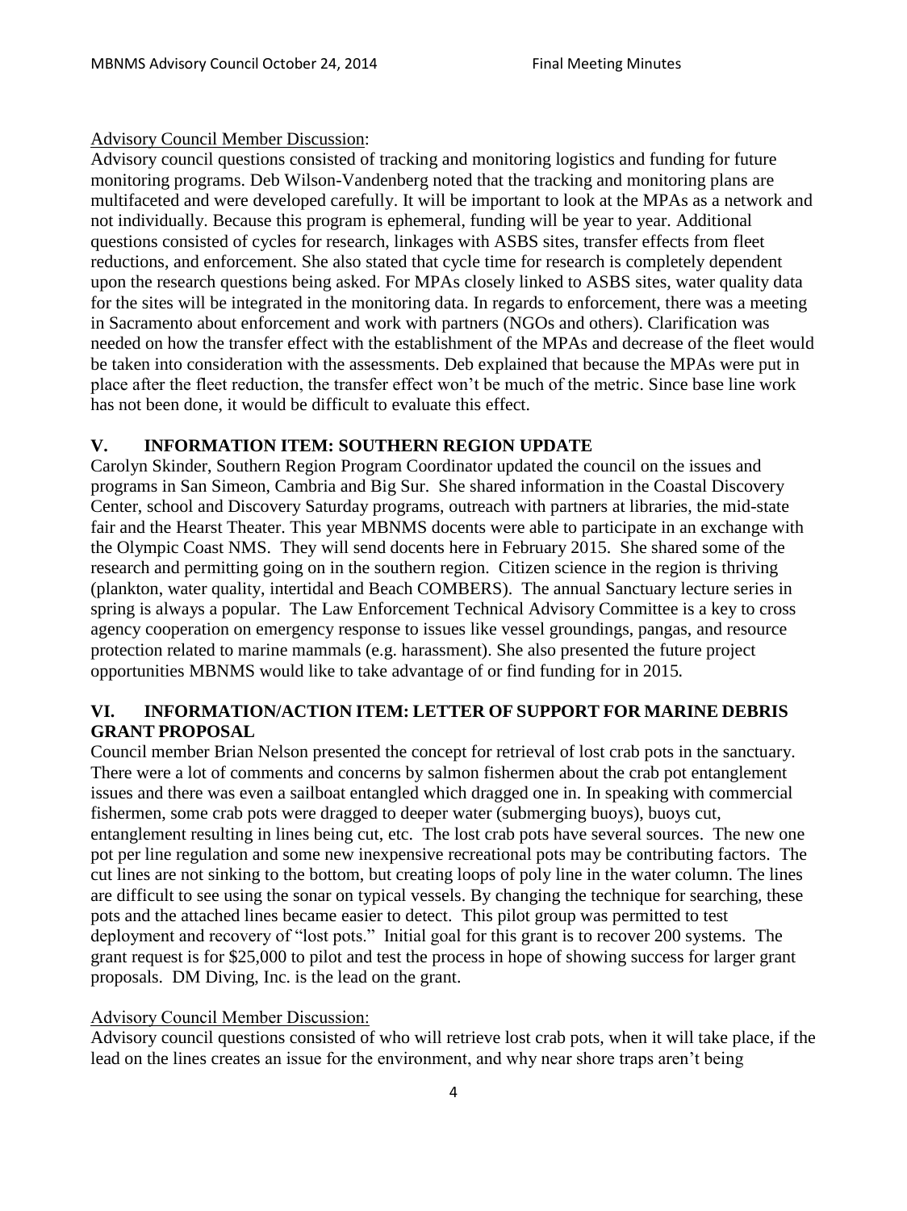Advisory Council Member Discussion:

Advisory council questions consisted of tracking and monitoring logistics and funding for future monitoring programs. Deb Wilson-Vandenberg noted that the tracking and monitoring plans are multifaceted and were developed carefully. It will be important to look at the MPAs as a network and not individually. Because this program is ephemeral, funding will be year to year. Additional questions consisted of cycles for research, linkages with ASBS sites, transfer effects from fleet reductions, and enforcement. She also stated that cycle time for research is completely dependent upon the research questions being asked. For MPAs closely linked to ASBS sites, water quality data for the sites will be integrated in the monitoring data. In regards to enforcement, there was a meeting in Sacramento about enforcement and work with partners (NGOs and others). Clarification was needed on how the transfer effect with the establishment of the MPAs and decrease of the fleet would be taken into consideration with the assessments. Deb explained that because the MPAs were put in place after the fleet reduction, the transfer effect won't be much of the metric. Since base line work has not been done, it would be difficult to evaluate this effect.

## V. INFORMATION ITEM: SOUTHERN REGION UPDATE

Carolyn Skinder, Southern Region Program Coordinator updated the council on the issues and programs in San Simeon, Cambria and Big Sur. She shared information in the Coastal Discovery Center, school and Discovery Saturday programs, outreach with partners at libraries, the mid-state fair and the Hearst Theater. This year MBNMS docents were able to participate in an exchange with the Olympic Coast NMS. They will send docents here in February 2015. She shared some of the research and permitting going on in the southern region. Citizen science in the region is thriving (plankton, water quality, intertidal and Beach COMBERS). The annual Sanctuary lecture series in spring is always a popular. The Law Enforcement Technical Advisory Committee is a key to cross agency cooperation on emergency response to issues like vessel groundings, pangas, and resource protection related to marine mammals (e.g. harassment). She also presented the future project opportunities MBNMS would like to take advantage of or find funding for in 2015.

## VI. INFORMATION/ACTION ITEM: LETTER OF SUPPORT FOR MARINE DEBRIS GRANT PROPOSAL

Council member Brian Nelson presented the concept for retrieval of lost crab pots in the sanctuary. There were a lot of comments and concerns by salmon fishermen about the crab pot entanglement issues and there was even a sailboat entangled which dragged one in. In speaking with commercial fishermen, some crab pots were dragged to deeper water (submerging buoys), buoys cut, entanglement resulting in lines being cut, etc. The lost crab pots have several sources. The new one pot per line regulation and some new inexpensive recreational pots may be contributing factors. The cut lines are not sinking to the bottom, but creating loops of poly line in the water column. The lines are difficult to see using the sonar on typical vessels. By changing the technique for searching, these pots and the attached lines became easier to detect. This pilot group was permitted to test deployment and recovery of "lost pots." Initial goal for this grant is to recover 200 systems. The grant request is for $25,000 to pilot and test the process in hope of showing success for larger grant proposals. DM Diving, Inc. is the lead on the grant.

Advisory Council Member Discussion:

Advisory council questions consisted of who will retrieve lost crab pots, when it will take place, if the lead on the lines creates an issue for the environment, and why near shore traps aren't being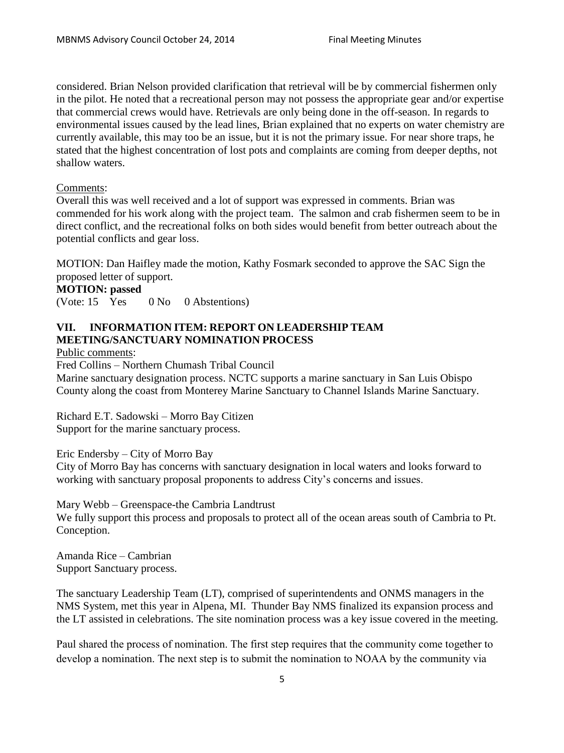considered. Brian Nelson provided clarification that retrieval will be by commercial fishermen only in the pilot. He noted that a recreational person may not possess the appropriate gear and/or expertise that commercial crews would have. Retrievals are only being done in the off-season. In regards to environmental issues caused by the lead lines, Brian explained that no experts on water chemistry are currently available, this may too be an issue, but it is not the primary issue. For near shore traps, he stated that the highest concentration of lost pots and complaints are coming from deeper depths, not shallow waters.

Comments:

Overall this was well received and a lot of support was expressed in comments. Brian was commended for his work along with the project team. The salmon and crab fishermen seem to be in direct conflict, and the recreational folks on both sides would benefit from better outreach about the potential conflicts and gear loss.

MOTION: Dan Haifley made the motion, Kathy Fosmark seconded to approve the SAC Sign the proposed letter of support.

**MOTION: passed**

(Vote: 15 Yes 0 No 0 Abstentions)

## VII. INFORMATION ITEM: REPORT ON LEADERSHIP TEAM MEETING/SANCTUARY NOMINATION PROCESS

Public comments:

Fred Collins – Northern Chumash Tribal Council

Marine sanctuary designation process. NCTC supports a marine sanctuary in San Luis Obispo County along the coast from Monterey Marine Sanctuary to Channel Islands Marine Sanctuary.

Richard E.T. Sadowski – Morro Bay Citizen

Support for the marine sanctuary process.

Eric Endersby – City of Morro Bay

City of Morro Bay has concerns with sanctuary designation in local waters and looks forward to working with sanctuary proposal proponents to address City's concerns and issues.

Mary Webb – Greenspace-the Cambria Landtrust

We fully support this process and proposals to protect all of the ocean areas south of Cambria to Pt. Conception.

Amanda Rice – Cambrian

Support Sanctuary process.

The sanctuary Leadership Team (LT), comprised of superintendents and ONMS managers in the NMS System, met this year in Alpena, MI. Thunder Bay NMS finalized its expansion process and the LT assisted in celebrations. The site nomination process was a key issue covered in the meeting.

Paul shared the process of nomination. The first step requires that the community come together to develop a nomination. The next step is to submit the nomination to NOAA by the community via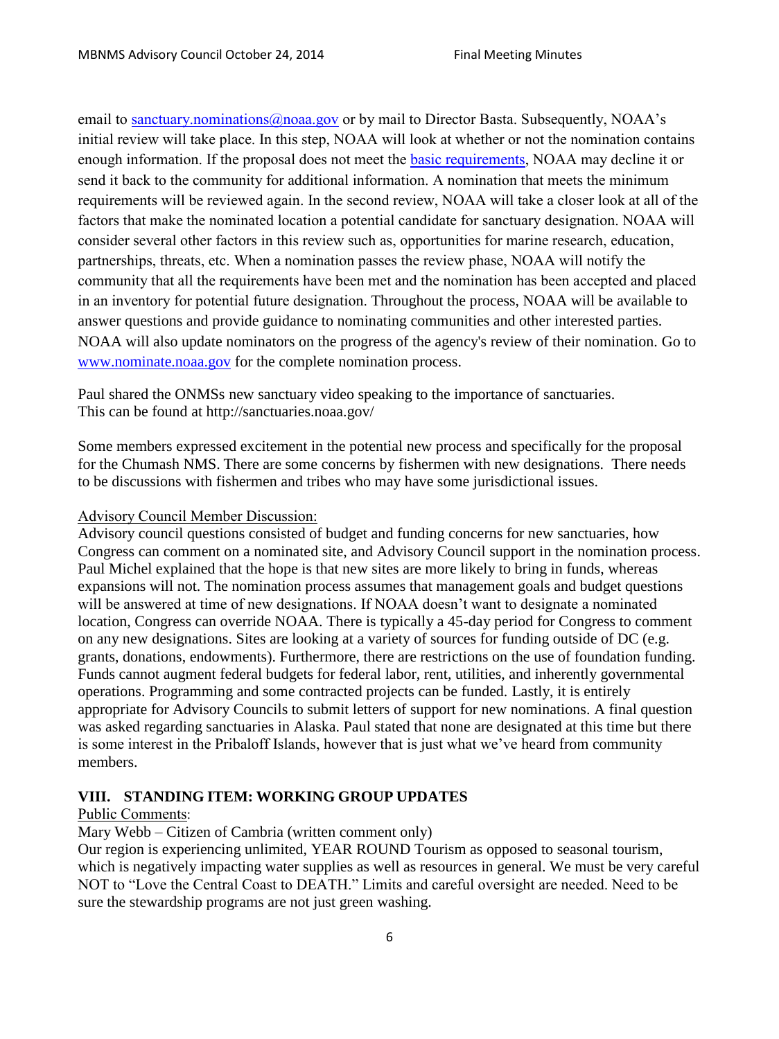email to [sanctuary.nominations@noaa.gov](mailto:sanctuary.nominations@noaa.gov) or by mail to Director Basta. Subsequently, NOAA's initial review will take place. In this step, NOAA will look at whether or not the nomination contains enough information. If the proposal does not meet the [basic requirements](#), NOAA may decline it or send it back to the community for additional information. A nomination that meets the minimum requirements will be reviewed again. In the second review, NOAA will take a closer look at all of the factors that make the nominated location a potential candidate for sanctuary designation. NOAA will consider several other factors in this review such as, opportunities for marine research, education, partnerships, threats, etc. When a nomination passes the review phase, NOAA will notify the community that all the requirements have been met and the nomination has been accepted and placed in an inventory for potential future designation. Throughout the process, NOAA will be available to answer questions and provide guidance to nominating communities and other interested parties. NOAA will also update nominators on the progress of the agency's review of their nomination. Go to [www.nominate.noaa.gov](http://www.nominate.noaa.gov) for the complete nomination process.

Paul shared the ONMSs new sanctuary video speaking to the importance of sanctuaries. This can be found at http://sanctuaries.noaa.gov/

Some members expressed excitement in the potential new process and specifically for the proposal for the Chumash NMS. There are some concerns by fishermen with new designations. There needs to be discussions with fishermen and tribes who may have some jurisdictional issues.

Advisory Council Member Discussion:

Advisory council questions consisted of budget and funding concerns for new sanctuaries, how Congress can comment on a nominated site, and Advisory Council support in the nomination process. Paul Michel explained that the hope is that new sites are more likely to bring in funds, whereas expansions will not. The nomination process assumes that management goals and budget questions will be answered at time of new designations. If NOAA doesn't want to designate a nominated location, Congress can override NOAA. There is typically a 45-day period for Congress to comment on any new designations. Sites are looking at a variety of sources for funding outside of DC (e.g. grants, donations, endowments). Furthermore, there are restrictions on the use of foundation funding. Funds cannot augment federal budgets for federal labor, rent, utilities, and inherently governmental operations. Programming and some contracted projects can be funded. Lastly, it is entirely appropriate for Advisory Councils to submit letters of support for new nominations. A final question was asked regarding sanctuaries in Alaska. Paul stated that none are designated at this time but there is some interest in the Pribaloff Islands, however that is just what we've heard from community members.

## VIII. STANDING ITEM: WORKING GROUP UPDATES

Public Comments:

Mary Webb – Citizen of Cambria (written comment only)

Our region is experiencing unlimited, YEAR ROUND Tourism as opposed to seasonal tourism, which is negatively impacting water supplies as well as resources in general. We must be very careful NOT to "Love the Central Coast to DEATH." Limits and careful oversight are needed. Need to be sure the stewardship programs are not just green washing.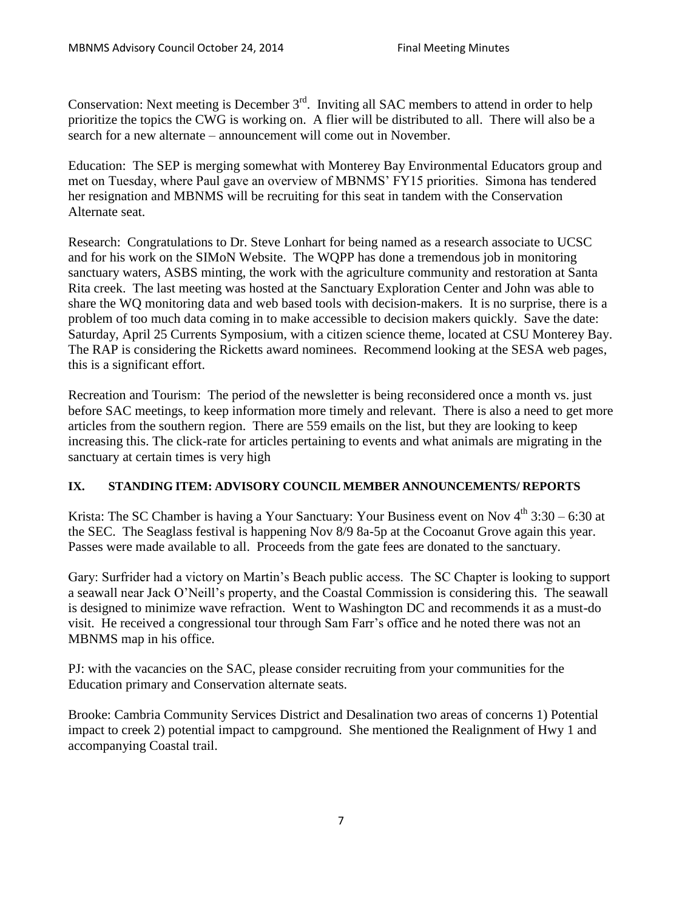Conservation: Next meeting is December 3rd. Inviting all SAC members to attend in order to help prioritize the topics the CWG is working on. A flier will be distributed to all. There will also be a search for a new alternate – announcement will come out in November.

Education: The SEP is merging somewhat with Monterey Bay Environmental Educators group and met on Tuesday, where Paul gave an overview of MBNMS' FY15 priorities. Simona has tendered her resignation and MBNMS will be recruiting for this seat in tandem with the Conservation Alternate seat.

Research: Congratulations to Dr. Steve Lonhart for being named as a research associate to UCSC and for his work on the SIMoN Website. The WQPP has done a tremendous job in monitoring sanctuary waters, ASBS minting, the work with the agriculture community and restoration at Santa Rita creek. The last meeting was hosted at the Sanctuary Exploration Center and John was able to share the WQ monitoring data and web based tools with decision-makers. It is no surprise, there is a problem of too much data coming in to make accessible to decision makers quickly. Save the date: Saturday, April 25 Currents Symposium, with a citizen science theme, located at CSU Monterey Bay. The RAP is considering the Ricketts award nominees. Recommend looking at the SESA web pages, this is a significant effort.

Recreation and Tourism: The period of the newsletter is being reconsidered once a month vs. just before SAC meetings, to keep information more timely and relevant. There is also a need to get more articles from the southern region. There are 559 emails on the list, but they are looking to keep increasing this. The click-rate for articles pertaining to events and what animals are migrating in the sanctuary at certain times is very high

## IX. STANDING ITEM: ADVISORY COUNCIL MEMBER ANNOUNCEMENTS/ REPORTS

Krista: The SC Chamber is having a Your Sanctuary: Your Business event on Nov 4th 3:30 – 6:30 at the SEC. The Seaglass festival is happening Nov 8/9 8a-5p at the Cocoanut Grove again this year. Passes were made available to all. Proceeds from the gate fees are donated to the sanctuary.

Gary: Surfrider had a victory on Martin's Beach public access. The SC Chapter is looking to support a seawall near Jack O'Neill's property, and the Coastal Commission is considering this. The seawall is designed to minimize wave refraction. Went to Washington DC and recommends it as a must-do visit. He received a congressional tour through Sam Farr's office and he noted there was not an MBNMS map in his office.

PJ: with the vacancies on the SAC, please consider recruiting from your communities for the Education primary and Conservation alternate seats.

Brooke: Cambria Community Services District and Desalination two areas of concerns 1) Potential impact to creek 2) potential impact to campground. She mentioned the Realignment of Hwy 1 and accompanying Coastal trail.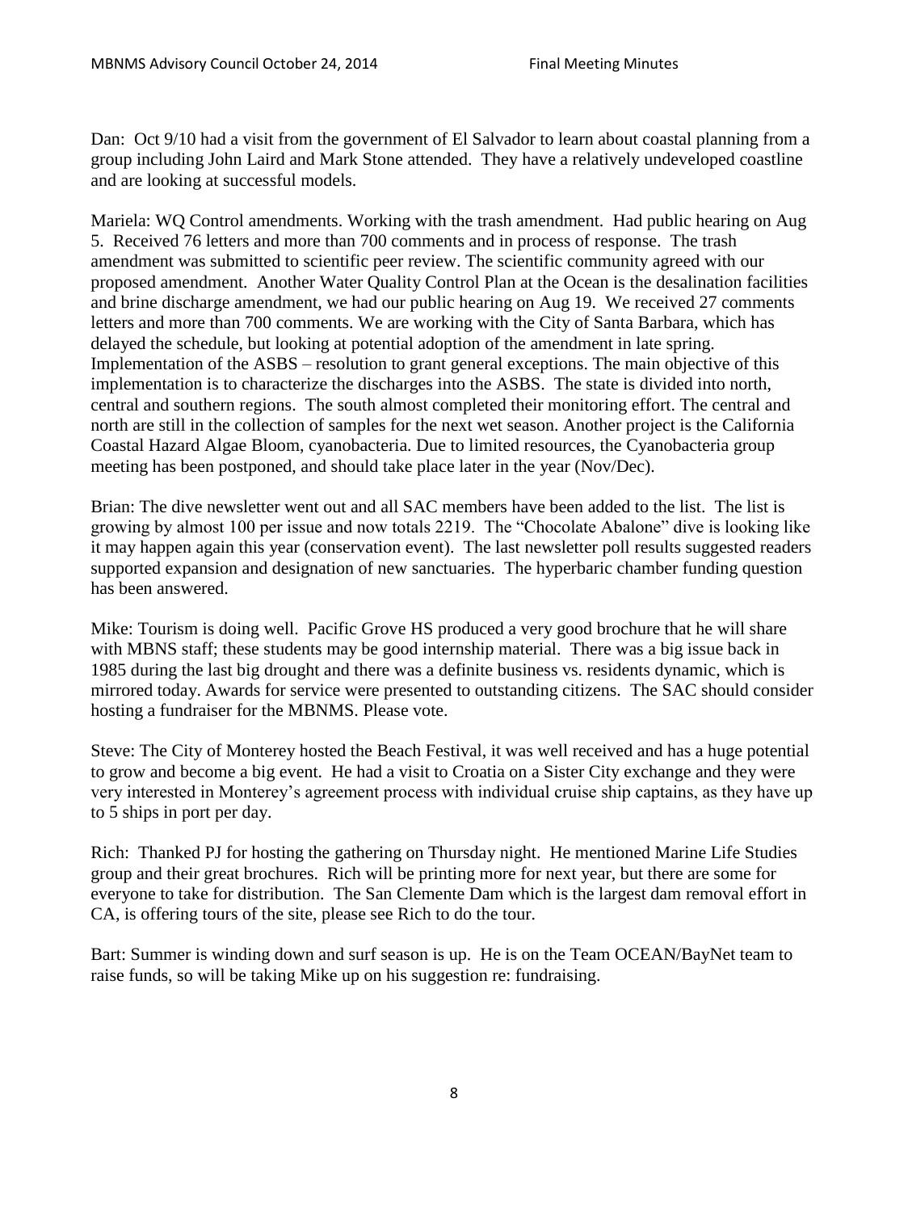Dan: Oct 9/10 had a visit from the government of El Salvador to learn about coastal planning from a group including John Laird and Mark Stone attended. They have a relatively undeveloped coastline and are looking at successful models.

Mariela: WQ Control amendments. Working with the trash amendment. Had public hearing on Aug 5. Received 76 letters and more than 700 comments and in process of response. The trash amendment was submitted to scientific peer review. The scientific community agreed with our proposed amendment. Another Water Quality Control Plan at the Ocean is the desalination facilities and brine discharge amendment, we had our public hearing on Aug 19. We received 27 comments letters and more than 700 comments. We are working with the City of Santa Barbara, which has delayed the schedule, but looking at potential adoption of the amendment in late spring. Implementation of the ASBS – resolution to grant general exceptions. The main objective of this implementation is to characterize the discharges into the ASBS. The state is divided into north, central and southern regions. The south almost completed their monitoring effort. The central and north are still in the collection of samples for the next wet season. Another project is the California Coastal Hazard Algae Bloom, cyanobacteria. Due to limited resources, the Cyanobacteria group meeting has been postponed, and should take place later in the year (Nov/Dec).

Brian: The dive newsletter went out and all SAC members have been added to the list. The list is growing by almost 100 per issue and now totals 2219. The "Chocolate Abalone" dive is looking like it may happen again this year (conservation event). The last newsletter poll results suggested readers supported expansion and designation of new sanctuaries. The hyperbaric chamber funding question has been answered.

Mike: Tourism is doing well. Pacific Grove HS produced a very good brochure that he will share with MBNS staff; these students may be good internship material. There was a big issue back in 1985 during the last big drought and there was a definite business vs. residents dynamic, which is mirrored today. Awards for service were presented to outstanding citizens. The SAC should consider hosting a fundraiser for the MBNMS. Please vote.

Steve: The City of Monterey hosted the Beach Festival, it was well received and has a huge potential to grow and become a big event. He had a visit to Croatia on a Sister City exchange and they were very interested in Monterey's agreement process with individual cruise ship captains, as they have up to 5 ships in port per day.

Rich: Thanked PJ for hosting the gathering on Thursday night. He mentioned Marine Life Studies group and their great brochures. Rich will be printing more for next year, but there are some for everyone to take for distribution. The San Clemente Dam which is the largest dam removal effort in CA, is offering tours of the site, please see Rich to do the tour.

Bart: Summer is winding down and surf season is up. He is on the Team OCEAN/BayNet team to raise funds, so will be taking Mike up on his suggestion re: fundraising.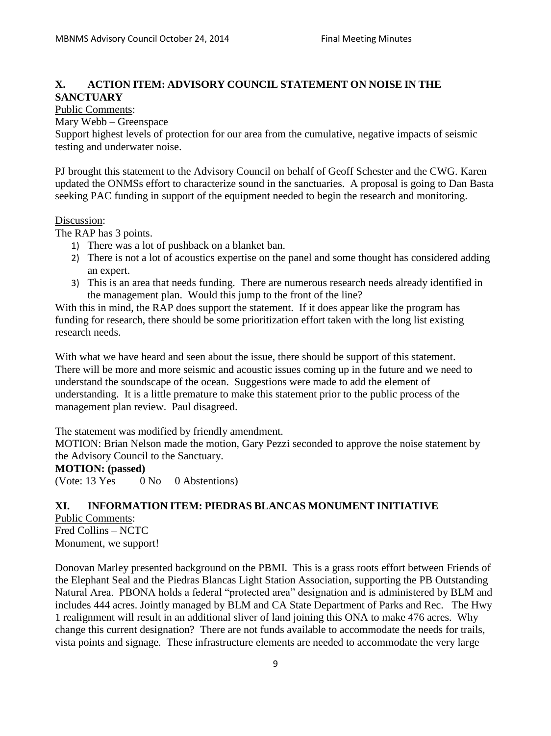## X. ACTION ITEM: ADVISORY COUNCIL STATEMENT ON NOISE IN THE SANCTUARY

Public Comments:

Mary Webb – Greenspace

Support highest levels of protection for our area from the cumulative, negative impacts of seismic testing and underwater noise.

PJ brought this statement to the Advisory Council on behalf of Geoff Schester and the CWG. Karen updated the ONMSs effort to characterize sound in the sanctuaries. A proposal is going to Dan Basta seeking PAC funding in support of the equipment needed to begin the research and monitoring.

Discussion:

The RAP has 3 points.

1) There was a lot of pushback on a blanket ban.
2) There is not a lot of acoustics expertise on the panel and some thought has considered adding an expert.
3) This is an area that needs funding. There are numerous research needs already identified in the management plan. Would this jump to the front of the line?

With this in mind, the RAP does support the statement. If it does appear like the program has funding for research, there should be some prioritization effort taken with the long list existing research needs.

With what we have heard and seen about the issue, there should be support of this statement. There will be more and more seismic and acoustic issues coming up in the future and we need to understand the soundscape of the ocean. Suggestions were made to add the element of understanding. It is a little premature to make this statement prior to the public process of the management plan review. Paul disagreed.

The statement was modified by friendly amendment.

MOTION: Brian Nelson made the motion, Gary Pezzi seconded to approve the noise statement by the Advisory Council to the Sanctuary.

**MOTION: (passed)**

(Vote: 13 Yes 0 No 0 Abstentions)

## XI. INFORMATION ITEM: PIEDRAS BLANCAS MONUMENT INITIATIVE

Public Comments:

Fred Collins – NCTC

Monument, we support!

Donovan Marley presented background on the PBMI. This is a grass roots effort between Friends of the Elephant Seal and the Piedras Blancas Light Station Association, supporting the PB Outstanding Natural Area. PBONA holds a federal "protected area" designation and is administered by BLM and includes 444 acres. Jointly managed by BLM and CA State Department of Parks and Rec. The Hwy 1 realignment will result in an additional sliver of land joining this ONA to make 476 acres. Why change this current designation? There are not funds available to accommodate the needs for trails, vista points and signage. These infrastructure elements are needed to accommodate the very large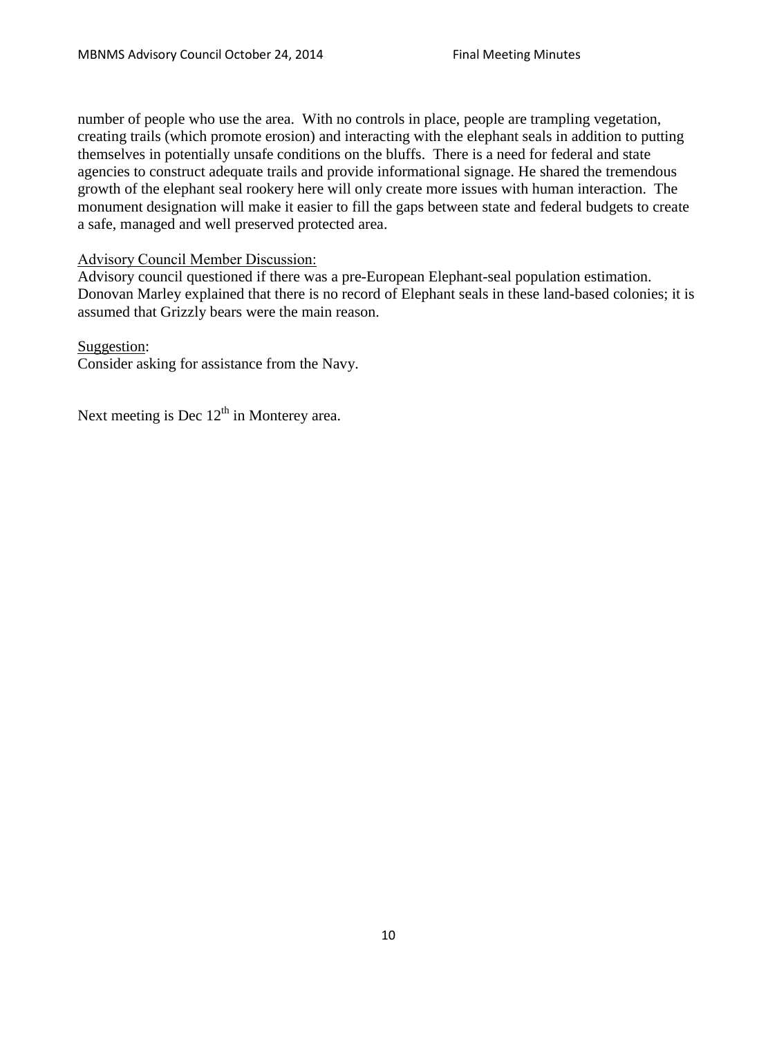number of people who use the area. With no controls in place, people are trampling vegetation, creating trails (which promote erosion) and interacting with the elephant seals in addition to putting themselves in potentially unsafe conditions on the bluffs. There is a need for federal and state agencies to construct adequate trails and provide informational signage. He shared the tremendous growth of the elephant seal rookery here will only create more issues with human interaction. The monument designation will make it easier to fill the gaps between state and federal budgets to create a safe, managed and well preserved protected area.

Advisory Council Member Discussion:

Advisory council questioned if there was a pre-European Elephant-seal population estimation. Donovan Marley explained that there is no record of Elephant seals in these land-based colonies; it is assumed that Grizzly bears were the main reason.

Suggestion:

Consider asking for assistance from the Navy.

Next meeting is Dec 12th in Monterey area.